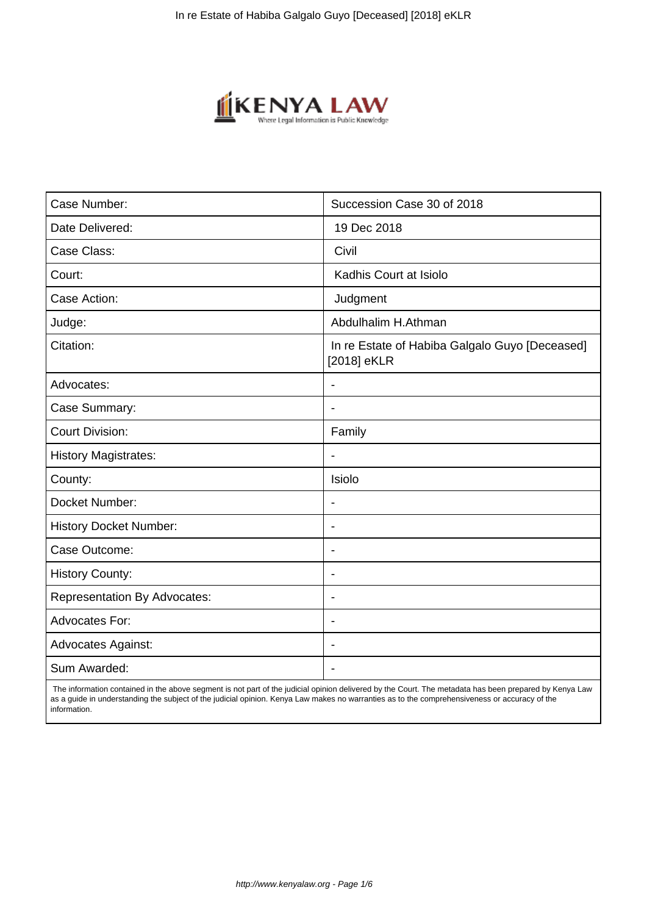| Case Number: | Succession Case 30 of 2018 |
|---|---|
| Date Delivered: | 19 Dec 2018 |
| Case Class: | Civil |
| Court: | Kadhis Court at Isiolo |
| Case Action: | Judgment |
| Judge: | Abdulhalim H.Athman |
| Citation: | In re Estate of Habiba Galgalo Guyo [Deceased] [2018] eKLR |
| Advocates: | - |
| Case Summary: | - |
| Court Division: | Family |
| History Magistrates: | - |
| County: | Isiolo |
| Docket Number: | - |
| History Docket Number: | - |
| Case Outcome: | - |
| History County: | - |
| Representation By Advocates: | - |
| Advocates For: | - |
| Advocates Against: | - |
| Sum Awarded: | - |

The information contained in the above segment is not part of the judicial opinion delivered by the Court. The metadata has been prepared by Kenya Law as a guide in understanding the subject of the judicial opinion. Kenya Law makes no warranties as to the comprehensiveness or accuracy of the information.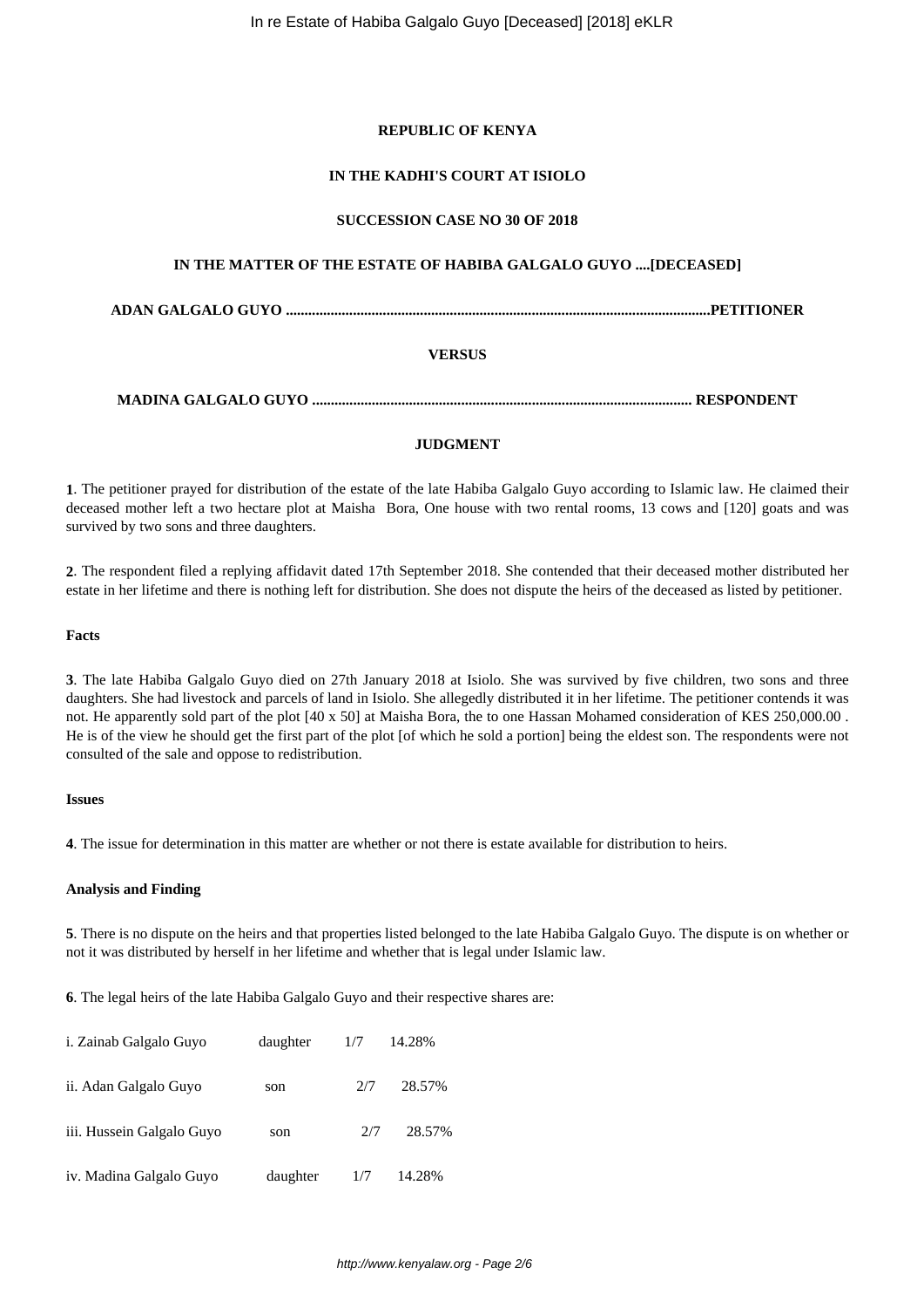**REPUBLIC OF KENYA**

**IN THE KADHI'S COURT AT ISIOLO**

**SUCCESSION CASE NO 30 OF 2018**

**IN THE MATTER OF THE ESTATE OF HABIBA GALGALO GUYO ....[DECEASED]**

**ADAN GALGALO GUYO ..................................................................................................................PETITIONER**

**VERSUS**

**MADINA GALGALO GUYO ..................................................................................................... RESPONDENT**

**JUDGMENT**

**1**. The petitioner prayed for distribution of the estate of the late Habiba Galgalo Guyo according to Islamic law. He claimed their deceased mother left a two hectare plot at Maisha Bora, One house with two rental rooms, 13 cows and [120] goats and was survived by two sons and three daughters.

**2**. The respondent filed a replying affidavit dated 17th September 2018. She contended that their deceased mother distributed her estate in her lifetime and there is nothing left for distribution. She does not dispute the heirs of the deceased as listed by petitioner.

**Facts**

**3**. The late Habiba Galgalo Guyo died on 27th January 2018 at Isiolo. She was survived by five children, two sons and three daughters. She had livestock and parcels of land in Isiolo. She allegedly distributed it in her lifetime. The petitioner contends it was not. He apparently sold part of the plot [40 x 50] at Maisha Bora, the to one Hassan Mohamed consideration of KES 250,000.00 . He is of the view he should get the first part of the plot [of which he sold a portion] being the eldest son. The respondents were not consulted of the sale and oppose to redistribution.

**Issues**

**4**. The issue for determination in this matter are whether or not there is estate available for distribution to heirs.

**Analysis and Finding**

**5**. There is no dispute on the heirs and that properties listed belonged to the late Habiba Galgalo Guyo. The dispute is on whether or not it was distributed by herself in her lifetime and whether that is legal under Islamic law.

**6**. The legal heirs of the late Habiba Galgalo Guyo and their respective shares are:

| | | | |
|---|---|---|---|
| i. Zainab Galgalo Guyo | daughter | 1/7 | 14.28% |
| ii. Adan Galgalo Guyo | son | 2/7 | 28.57% |
| iii. Hussein Galgalo Guyo | son | 2/7 | 28.57% |
| iv. Madina Galgalo Guyo | daughter | 1/7 | 14.28% |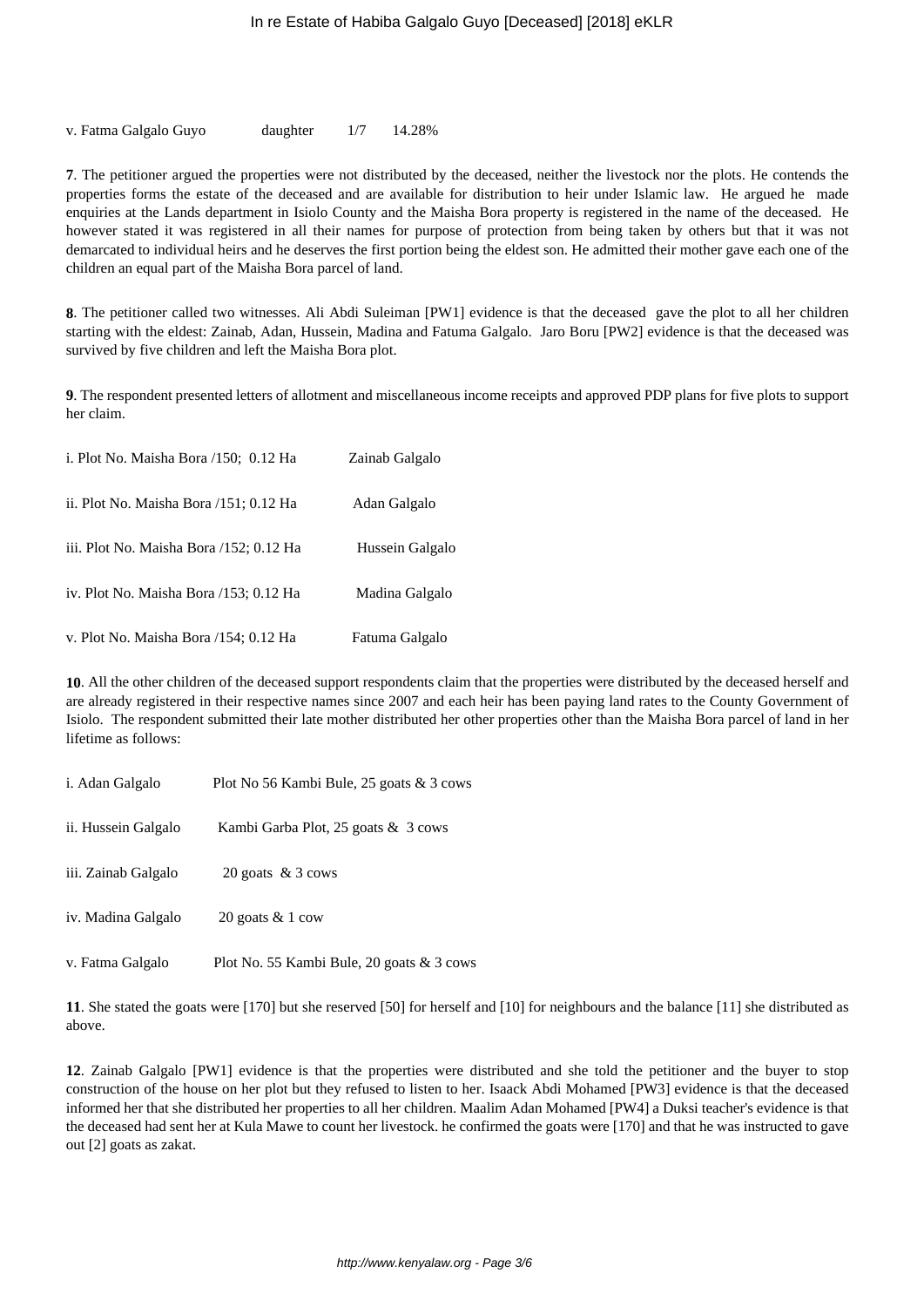v. Fatma Galgalo Guyo daughter 1/7 14.28%

**7**. The petitioner argued the properties were not distributed by the deceased, neither the livestock nor the plots. He contends the properties forms the estate of the deceased and are available for distribution to heir under Islamic law. He argued he made enquiries at the Lands department in Isiolo County and the Maisha Bora property is registered in the name of the deceased. He however stated it was registered in all their names for purpose of protection from being taken by others but that it was not demarcated to individual heirs and he deserves the first portion being the eldest son. He admitted their mother gave each one of the children an equal part of the Maisha Bora parcel of land.

**8**. The petitioner called two witnesses. Ali Abdi Suleiman [PW1] evidence is that the deceased gave the plot to all her children starting with the eldest: Zainab, Adan, Hussein, Madina and Fatuma Galgalo. Jaro Boru [PW2] evidence is that the deceased was survived by five children and left the Maisha Bora plot.

**9**. The respondent presented letters of allotment and miscellaneous income receipts and approved PDP plans for five plots to support her claim.

i. Plot No. Maisha Bora /150; 0.12 Ha Zainab Galgalo

ii. Plot No. Maisha Bora /151; 0.12 Ha Adan Galgalo

iii. Plot No. Maisha Bora /152; 0.12 Ha Hussein Galgalo

iv. Plot No. Maisha Bora /153; 0.12 Ha Madina Galgalo

v. Plot No. Maisha Bora /154; 0.12 Ha Fatuma Galgalo

**10**. All the other children of the deceased support respondents claim that the properties were distributed by the deceased herself and are already registered in their respective names since 2007 and each heir has been paying land rates to the County Government of Isiolo. The respondent submitted their late mother distributed her other properties other than the Maisha Bora parcel of land in her lifetime as follows:

i. Adan Galgalo Plot No 56 Kambi Bule, 25 goats & 3 cows

ii. Hussein Galgalo Kambi Garba Plot, 25 goats & 3 cows

iii. Zainab Galgalo 20 goats & 3 cows

iv. Madina Galgalo 20 goats & 1 cow

v. Fatma Galgalo Plot No. 55 Kambi Bule, 20 goats & 3 cows

**11**. She stated the goats were [170] but she reserved [50] for herself and [10] for neighbours and the balance [11] she distributed as above.

**12**. Zainab Galgalo [PW1] evidence is that the properties were distributed and she told the petitioner and the buyer to stop construction of the house on her plot but they refused to listen to her. Isaack Abdi Mohamed [PW3] evidence is that the deceased informed her that she distributed her properties to all her children. Maalim Adan Mohamed [PW4] a Duksi teacher's evidence is that the deceased had sent her at Kula Mawe to count her livestock. he confirmed the goats were [170] and that he was instructed to gave out [2] goats as zakat.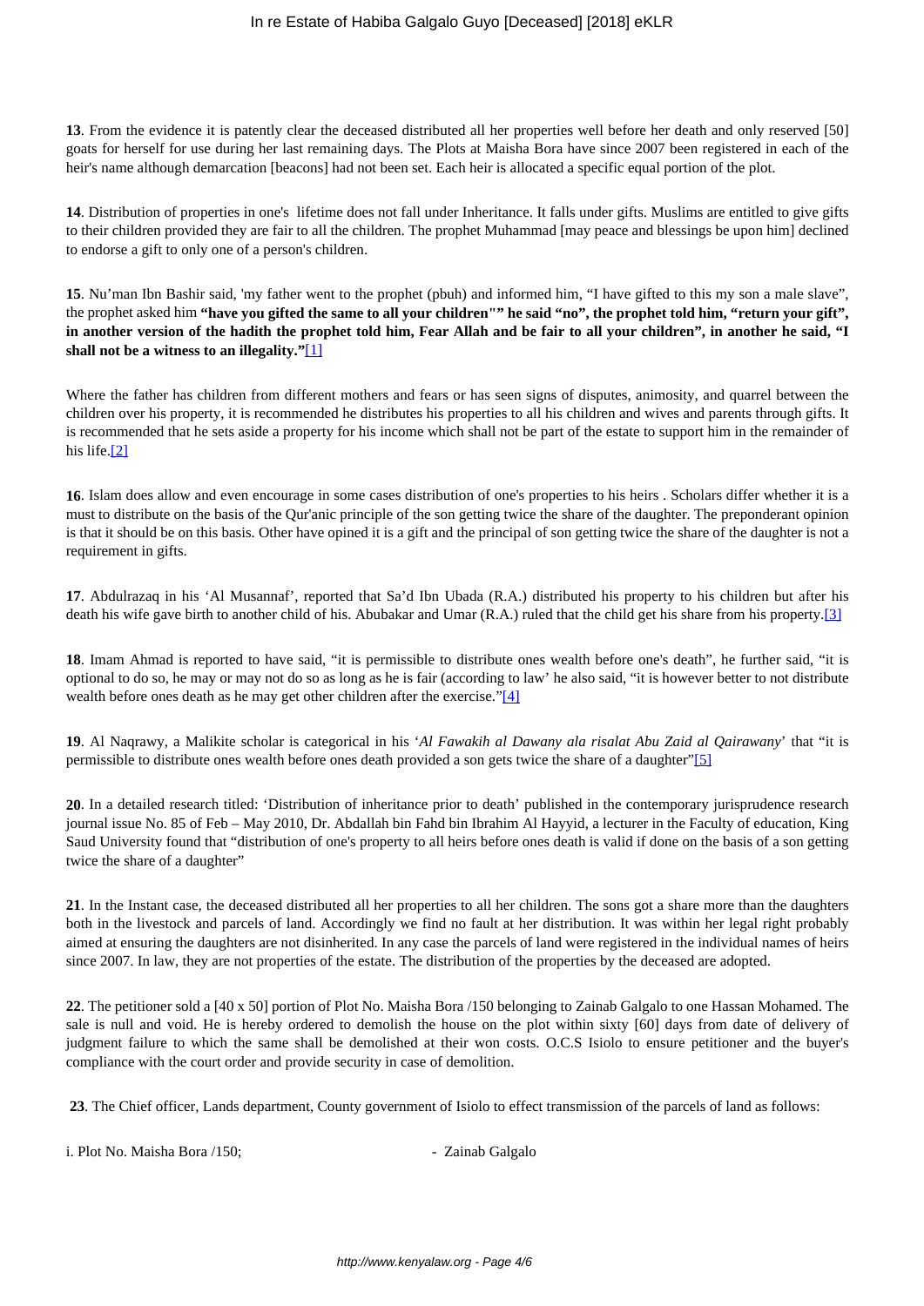**13**. From the evidence it is patently clear the deceased distributed all her properties well before her death and only reserved [50] goats for herself for use during her last remaining days. The Plots at Maisha Bora have since 2007 been registered in each of the heir's name although demarcation [beacons] had not been set. Each heir is allocated a specific equal portion of the plot.

**14**. Distribution of properties in one's lifetime does not fall under Inheritance. It falls under gifts. Muslims are entitled to give gifts to their children provided they are fair to all the children. The prophet Muhammad [may peace and blessings be upon him] declined to endorse a gift to only one of a person's children.

**15**. Nu'man Ibn Bashir said, 'my father went to the prophet (pbuh) and informed him, "I have gifted to this my son a male slave", the prophet asked him **"have you gifted the same to all your children"" he said "no", the prophet told him, "return your gift", in another version of the hadith the prophet told him, Fear Allah and be fair to all your children", in another he said, "I shall not be a witness to an illegality."**[1]

Where the father has children from different mothers and fears or has seen signs of disputes, animosity, and quarrel between the children over his property, it is recommended he distributes his properties to all his children and wives and parents through gifts. It is recommended that he sets aside a property for his income which shall not be part of the estate to support him in the remainder of his life.[2]

**16**. Islam does allow and even encourage in some cases distribution of one's properties to his heirs . Scholars differ whether it is a must to distribute on the basis of the Qur'anic principle of the son getting twice the share of the daughter. The preponderant opinion is that it should be on this basis. Other have opined it is a gift and the principal of son getting twice the share of the daughter is not a requirement in gifts.

**17**. Abdulrazaq in his 'Al Musannaf', reported that Sa'd Ibn Ubada (R.A.) distributed his property to his children but after his death his wife gave birth to another child of his. Abubakar and Umar (R.A.) ruled that the child get his share from his property.[3]

**18**. Imam Ahmad is reported to have said, "it is permissible to distribute ones wealth before one's death", he further said, "it is optional to do so, he may or may not do so as long as he is fair (according to law' he also said, "it is however better to not distribute wealth before ones death as he may get other children after the exercise."[4]

**19**. Al Naqrawy, a Malikite scholar is categorical in his '*Al Fawakih al Dawany ala risalat Abu Zaid al Qairawany*' that "it is permissible to distribute ones wealth before ones death provided a son gets twice the share of a daughter"[5]

**20**. In a detailed research titled: 'Distribution of inheritance prior to death' published in the contemporary jurisprudence research journal issue No. 85 of Feb – May 2010, Dr. Abdallah bin Fahd bin Ibrahim Al Hayyid, a lecturer in the Faculty of education, King Saud University found that "distribution of one's property to all heirs before ones death is valid if done on the basis of a son getting twice the share of a daughter"

**21**. In the Instant case, the deceased distributed all her properties to all her children. The sons got a share more than the daughters both in the livestock and parcels of land. Accordingly we find no fault at her distribution. It was within her legal right probably aimed at ensuring the daughters are not disinherited. In any case the parcels of land were registered in the individual names of heirs since 2007. In law, they are not properties of the estate. The distribution of the properties by the deceased are adopted.

**22**. The petitioner sold a [40 x 50] portion of Plot No. Maisha Bora /150 belonging to Zainab Galgalo to one Hassan Mohamed. The sale is null and void. He is hereby ordered to demolish the house on the plot within sixty [60] days from date of delivery of judgment failure to which the same shall be demolished at their won costs. O.C.S Isiolo to ensure petitioner and the buyer's compliance with the court order and provide security in case of demolition.

**23**. The Chief officer, Lands department, County government of Isiolo to effect transmission of the parcels of land as follows:

i. Plot No. Maisha Bora /150; - Zainab Galgalo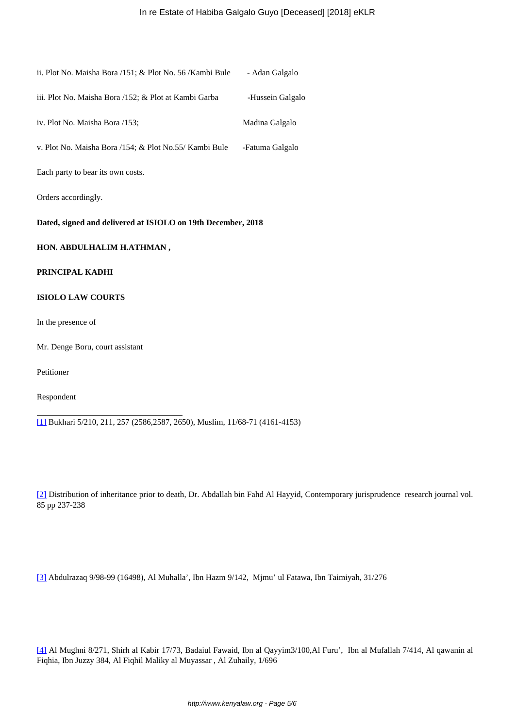ii. Plot No. Maisha Bora /151; & Plot No. 56 /Kambi Bule - Adan Galgalo

iii. Plot No. Maisha Bora /152; & Plot at Kambi Garba -Hussein Galgalo

iv. Plot No. Maisha Bora /153; Madina Galgalo

v. Plot No. Maisha Bora /154; & Plot No.55/ Kambi Bule -Fatuma Galgalo

Each party to bear its own costs.

Orders accordingly.

**Dated, signed and delivered at ISIOLO on 19th December, 2018**

**HON. ABDULHALIM H.ATHMAN ,**

**PRINCIPAL KADHI**

**ISIOLO LAW COURTS**

In the presence of

Mr. Denge Boru, court assistant

Petitioner

Respondent

---

[1] Bukhari 5/210, 211, 257 (2586,2587, 2650), Muslim, 11/68-71 (4161-4153)

[2] Distribution of inheritance prior to death, Dr. Abdallah bin Fahd Al Hayyid, Contemporary jurisprudence research journal vol. 85 pp 237-238

[3] Abdulrazaq 9/98-99 (16498), Al Muhalla', Ibn Hazm 9/142, Mjmu' ul Fatawa, Ibn Taimiyah, 31/276

[4] Al Mughni 8/271, Shirh al Kabir 17/73, Badaiul Fawaid, Ibn al Qayyim3/100,Al Furu', Ibn al Mufallah 7/414, Al qawanin al Fiqhia, Ibn Juzzy 384, Al Fiqhil Maliky al Muyassar , Al Zuhaily, 1/696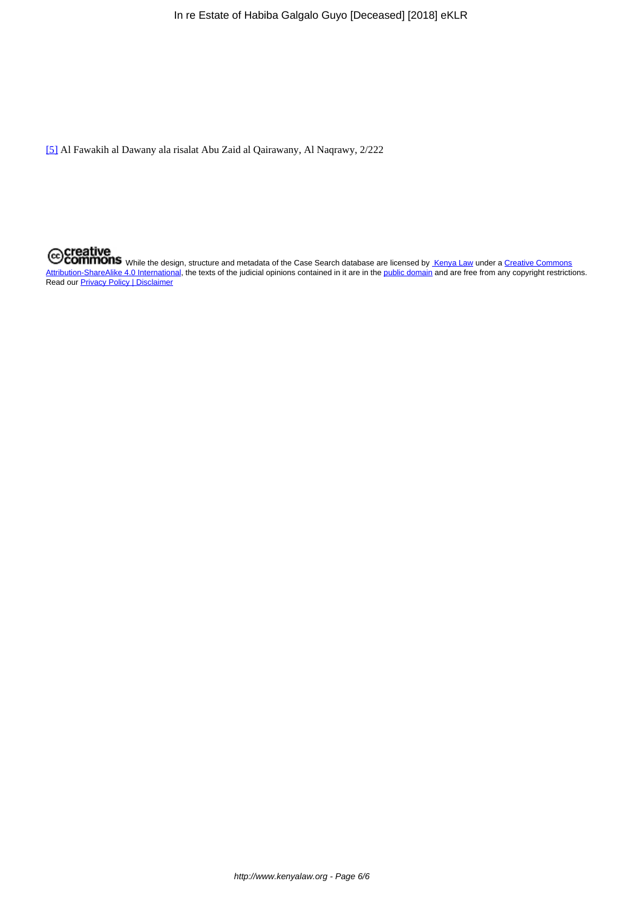[5] Al Fawakih al Dawany ala risalat Abu Zaid al Qairawany, Al Naqrawy, 2/222

While the design, structure and metadata of the Case Search database are licensed by Kenya Law under a Creative Commons Attribution-ShareAlike 4.0 International, the texts of the judicial opinions contained in it are in the public domain and are free from any copyright restrictions. Read our Privacy Policy | Disclaimer